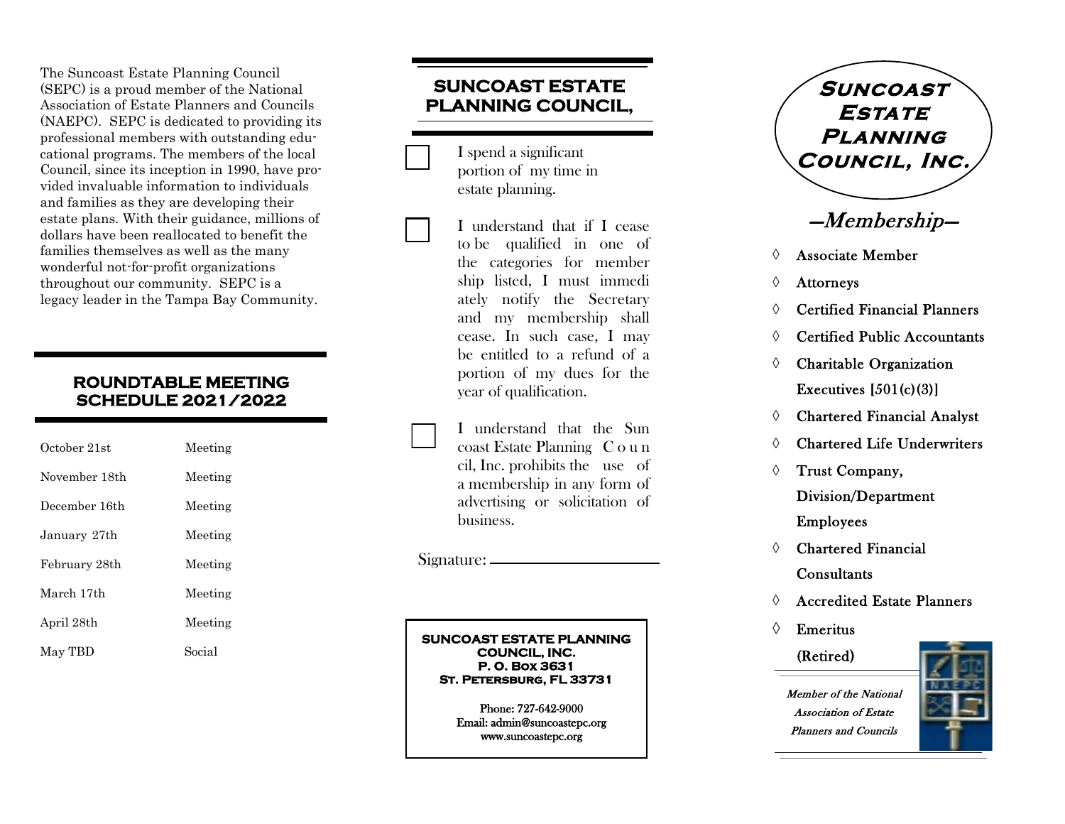The Suncoast Estate Planning Council (SEPC) is a proud member of the National Association of Estate Planners and Councils (NAEPC). SEPC is dedicated to providing its professional members with outstanding educational programs. The members of the local Council, since its inception in 1990, have provided invaluable information to individuals and families as they are developing their estate plans. With their guidance, millions of dollars have been reallocated to benefit the families themselves as well as the many wonderful not-for-profit organizations throughout our community. SEPC is a legacy leader in the Tampa Bay Community.

## ROUNDTABLE MEETING SCHEDULE 2021/2022

| | |
|---|---|
| October 21st | Meeting |
| November 18th | Meeting |
| December 16th | Meeting |
| January 27th | Meeting |
| February 28th | Meeting |
| March 17th | Meeting |
| April 28th | Meeting |
| May TBD | Social |

## SUNCOAST ESTATE PLANNING COUNCIL,

☐ I spend a significant portion of my time in estate planning.

☐ I understand that if I cease to be qualified in one of the categories for membership listed, I must immediately notify the Secretary and my membership shall cease. In such case, I may be entitled to a refund of a portion of my dues for the year of qualification.

☐ I understand that the Suncoast Estate Planning Council, Inc. prohibits the use of a membership in any form of advertising or solicitation of business.

Signature: ____________________

**SUNCOAST ESTATE PLANNING COUNCIL, INC.**
**P. O. Box 3631**
**St. Petersburg, FL 33731**

Phone: 727-642-9000
Email: admin@suncoastepc.org
www.suncoastepc.org

# Suncoast Estate Planning Council, Inc.

## —Membership—

- Associate Member
- Attorneys
- Certified Financial Planners
- Certified Public Accountants
- Charitable Organization Executives [501(c)(3)]
- Chartered Financial Analyst
- Chartered Life Underwriters
- Trust Company, Division/Department Employees
- Chartered Financial Consultants
- Accredited Estate Planners
- Emeritus (Retired)

*Member of the National Association of Estate Planners and Councils*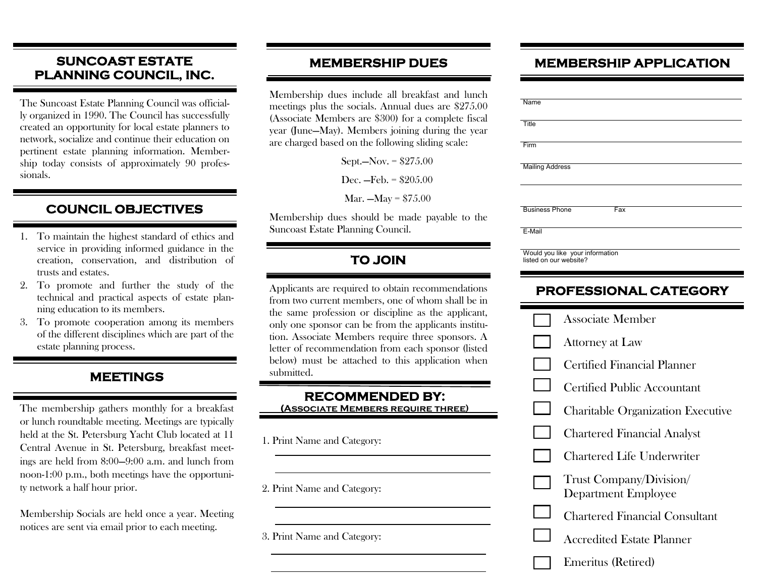## SUNCOAST ESTATE PLANNING COUNCIL, INC.

The Suncoast Estate Planning Council was officially organized in 1990. The Council has successfully created an opportunity for local estate planners to network, socialize and continue their education on pertinent estate planning information. Membership today consists of approximately 90 professionals.

## COUNCIL OBJECTIVES

1. To maintain the highest standard of ethics and service in providing informed guidance in the creation, conservation, and distribution of trusts and estates.
2. To promote and further the study of the technical and practical aspects of estate planning education to its members.
3. To promote cooperation among its members of the different disciplines which are part of the estate planning process.

## MEETINGS

The membership gathers monthly for a breakfast or lunch roundtable meeting. Meetings are typically held at the St. Petersburg Yacht Club located at 11 Central Avenue in St. Petersburg, breakfast meetings are held from 8:00—9:00 a.m. and lunch from noon-1:00 p.m., both meetings have the opportunity network a half hour prior.

Membership Socials are held once a year. Meeting notices are sent via email prior to each meeting.

## MEMBERSHIP DUES

Membership dues include all breakfast and lunch meetings plus the socials. Annual dues are $275.00 (Associate Members are $300) for a complete fiscal year (June—May). Members joining during the year are charged based on the following sliding scale:

Sept.—Nov. = $275.00

Dec. —Feb. = $205.00

Mar. —May = $75.00

Membership dues should be made payable to the Suncoast Estate Planning Council.

## TO JOIN

Applicants are required to obtain recommendations from two current members, one of whom shall be in the same profession or discipline as the applicant, only one sponsor can be from the applicants institution. Associate Members require three sponsors. A letter of recommendation from each sponsor (listed below) must be attached to this application when submitted.

## RECOMMENDED BY:

**(Associate Members require three)**

1. Print Name and Category:

_______________________________

_______________________________

2. Print Name and Category:

_______________________________

_______________________________

3. Print Name and Category:

_______________________________

_______________________________

## MEMBERSHIP APPLICATION

Name _______________________________

Title _______________________________

Firm _______________________________

Mailing Address _______________________________

_______________________________

Business Phone _______________ Fax _______________

E-Mail _______________________________

Would you like your information listed on our website? _______________

## PROFESSIONAL CATEGORY

- ☐ Associate Member
- ☐ Attorney at Law
- ☐ Certified Financial Planner
- ☐ Certified Public Accountant
- ☐ Charitable Organization Executive
- ☐ Chartered Financial Analyst
- ☐ Chartered Life Underwriter
- ☐ Trust Company/Division/ Department Employee
- ☐ Chartered Financial Consultant
- ☐ Accredited Estate Planner
- ☐ Emeritus (Retired)